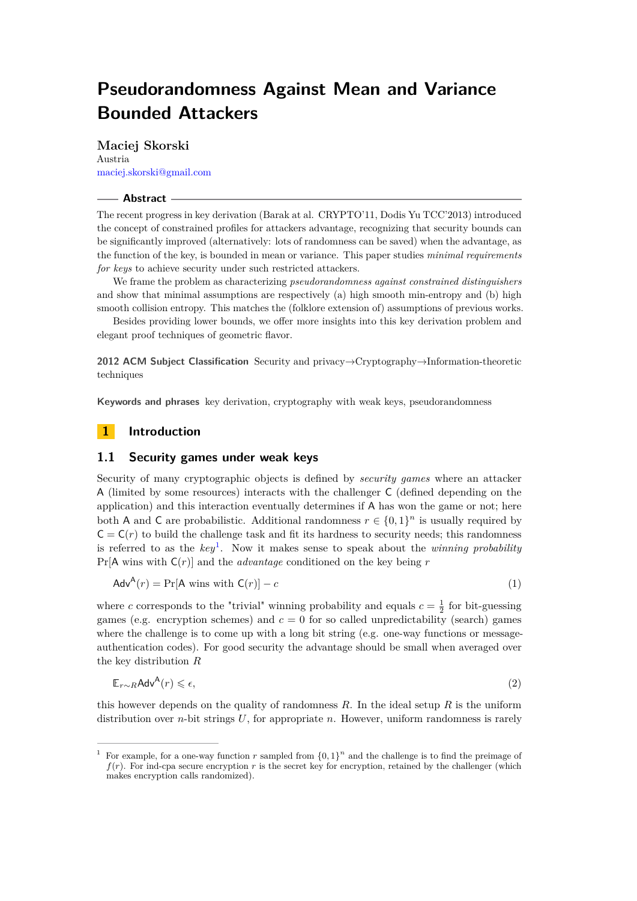# Pseudorandomness Against Mean and Variance Bounded Attackers

**Maciej Skorski**
Austria
maciej.skorski@gmail.com

## Abstract

The recent progress in key derivation (Barak at al. CRYPTO'11, Dodis Yu TCC'2013) introduced the concept of constrained profiles for attackers advantage, recognizing that security bounds can be significantly improved (alternatively: lots of randomness can be saved) when the advantage, as the function of the key, is bounded in mean or variance. This paper studies *minimal requirements for keys* to achieve security under such restricted attackers.

We frame the problem as characterizing *pseudorandomness against constrained distinguishers* and show that minimal assumptions are respectively (a) high smooth min-entropy and (b) high smooth collision entropy. This matches the (folklore extension of) assumptions of previous works.

Besides providing lower bounds, we offer more insights into this key derivation problem and elegant proof techniques of geometric flavor.

**2012 ACM Subject Classification** Security and privacy→Cryptography→Information-theoretic techniques

**Keywords and phrases** key derivation, cryptography with weak keys, pseudorandomness

## 1 Introduction

### 1.1 Security games under weak keys

Security of many cryptographic objects is defined by *security games* where an attacker A (limited by some resources) interacts with the challenger C (defined depending on the application) and this interaction eventually determines if A has won the game or not; here both A and C are probabilistic. Additional randomness $r \in \{0,1\}^n$ is usually required by $\mathsf{C} = \mathsf{C}(r)$ to build the challenge task and fit its hardness to security needs; this randomness is referred to as the *key*[1]. Now it makes sense to speak about the *winning probability* $\Pr[\mathsf{A} \text{ wins with } \mathsf{C}(r)]$ and the *advantage* conditioned on the key being $r$

$$\mathsf{Adv}^{\mathsf{A}}(r) = \Pr[\mathsf{A} \text{ wins with } \mathsf{C}(r)] - c \tag{1}$$

where $c$ corresponds to the "trivial" winning probability and equals $c = \frac{1}{2}$ for bit-guessing games (e.g. encryption schemes) and $c = 0$ for so called unpredictability (search) games where the challenge is to come up with a long bit string (e.g. one-way functions or message-authentication codes). For good security the advantage should be small when averaged over the key distribution $R$

$$\mathbb{E}_{r\sim R}\mathsf{Adv}^{\mathsf{A}}(r) \leqslant \epsilon, \tag{2}$$

this however depends on the quality of randomness $R$. In the ideal setup $R$ is the uniform distribution over $n$-bit strings $U$, for appropriate $n$. However, uniform randomness is rarely

[1] For example, for a one-way function $r$ sampled from $\{0,1\}^n$ and the challenge is to find the preimage of $f(r)$. For ind-cpa secure encryption $r$ is the secret key for encryption, retained by the challenger (which makes encryption calls randomized).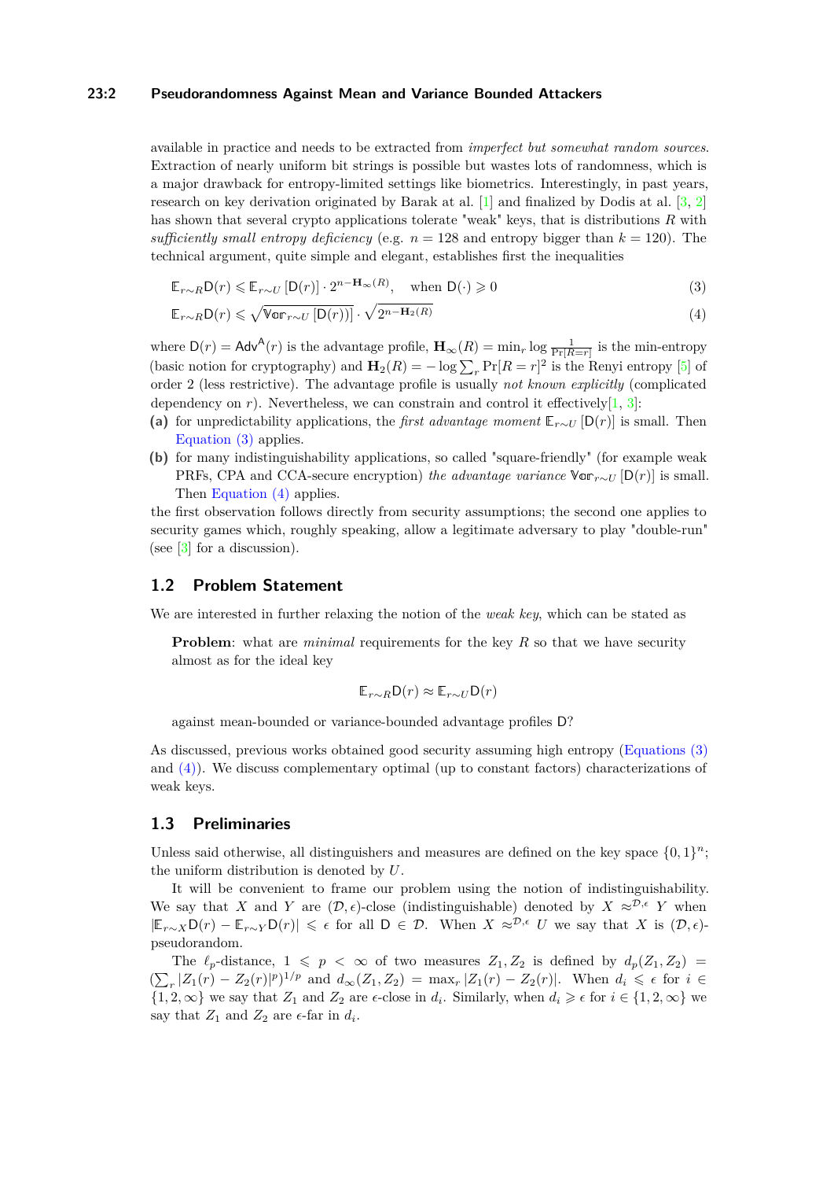available in practice and needs to be extracted from *imperfect but somewhat random sources*. Extraction of nearly uniform bit strings is possible but wastes lots of randomness, which is a major drawback for entropy-limited settings like biometrics. Interestingly, in past years, research on key derivation originated by Barak at al. [1] and finalized by Dodis at al. [3, 2] has shown that several crypto applications tolerate "weak" keys, that is distributions $R$ with *sufficiently small entropy deficiency* (e.g. $n = 128$ and entropy bigger than $k = 120$). The technical argument, quite simple and elegant, establishes first the inequalities

$$\mathbb{E}_{r\sim R}\mathsf{D}(r) \leqslant \mathbb{E}_{r\sim U}\left[\mathsf{D}(r)\right]\cdot 2^{n-\mathbf{H}_\infty(R)}, \quad \text{when } \mathsf{D}(\cdot)\geqslant 0 \tag{3}$$

$$\mathbb{E}_{r\sim R}\mathsf{D}(r) \leqslant \sqrt{\mathbb{V}\mathrm{ar}_{r\sim U}\left[\mathsf{D}(r)\right]}\cdot\sqrt{2^{n-\mathbf{H}_2(R)}} \tag{4}$$

where $\mathsf{D}(r) = \mathsf{Adv}^{\mathsf{A}}(r)$ is the advantage profile, $\mathbf{H}_\infty(R) = \min_r \log\frac{1}{\Pr[R=r]}$ is the min-entropy (basic notion for cryptography) and $\mathbf{H}_2(R) = -\log\sum_r \Pr[R=r]^2$ is the Renyi entropy [5] of order 2 (less restrictive). The advantage profile is usually *not known explicitly* (complicated dependency on $r$). Nevertheless, we can constrain and control it effectively[1, 3]:

**(a)** for unpredictability applications, the *first advantage moment* $\mathbb{E}_{r\sim U}\left[\mathsf{D}(r)\right]$ is small. Then Equation (3) applies.

**(b)** for many indistinguishability applications, so called "square-friendly" (for example weak PRFs, CPA and CCA-secure encryption) *the advantage variance* $\mathbb{V}\mathrm{ar}_{r\sim U}\left[\mathsf{D}(r)\right]$ is small. Then Equation (4) applies.

the first observation follows directly from security assumptions; the second one applies to security games which, roughly speaking, allow a legitimate adversary to play "double-run" (see [3] for a discussion).

## 1.2 Problem Statement

We are interested in further relaxing the notion of the *weak key*, which can be stated as

> **Problem**: what are *minimal* requirements for the key $R$ so that we have security almost as for the ideal key
>
> $$\mathbb{E}_{r\sim R}\mathsf{D}(r) \approx \mathbb{E}_{r\sim U}\mathsf{D}(r)$$
>
> against mean-bounded or variance-bounded advantage profiles $\mathsf{D}$?

As discussed, previous works obtained good security assuming high entropy (Equations (3) and (4)). We discuss complementary optimal (up to constant factors) characterizations of weak keys.

## 1.3 Preliminaries

Unless said otherwise, all distinguishers and measures are defined on the key space $\{0,1\}^n$; the uniform distribution is denoted by $U$.

It will be convenient to frame our problem using the notion of indistinguishability. We say that $X$ and $Y$ are $(\mathcal{D},\epsilon)$-close (indistinguishable) denoted by $X \approx^{\mathcal{D},\epsilon} Y$ when $|\mathbb{E}_{r\sim X}\mathsf{D}(r) - \mathbb{E}_{r\sim Y}\mathsf{D}(r)| \leqslant \epsilon$ for all $\mathsf{D}\in\mathcal{D}$. When $X \approx^{\mathcal{D},\epsilon} U$ we say that $X$ is $(\mathcal{D},\epsilon)$-pseudorandom.

The $\ell_p$-distance, $1 \leqslant p < \infty$ of two measures $Z_1, Z_2$ is defined by $d_p(Z_1,Z_2) = \left(\sum_r |Z_1(r)-Z_2(r)|^p\right)^{1/p}$ and $d_\infty(Z_1,Z_2) = \max_r |Z_1(r)-Z_2(r)|$. When $d_i \leqslant \epsilon$ for $i \in \{1,2,\infty\}$ we say that $Z_1$ and $Z_2$ are $\epsilon$-close in $d_i$. Similarly, when $d_i \geqslant \epsilon$ for $i\in\{1,2,\infty\}$ we say that $Z_1$ and $Z_2$ are $\epsilon$-far in $d_i$.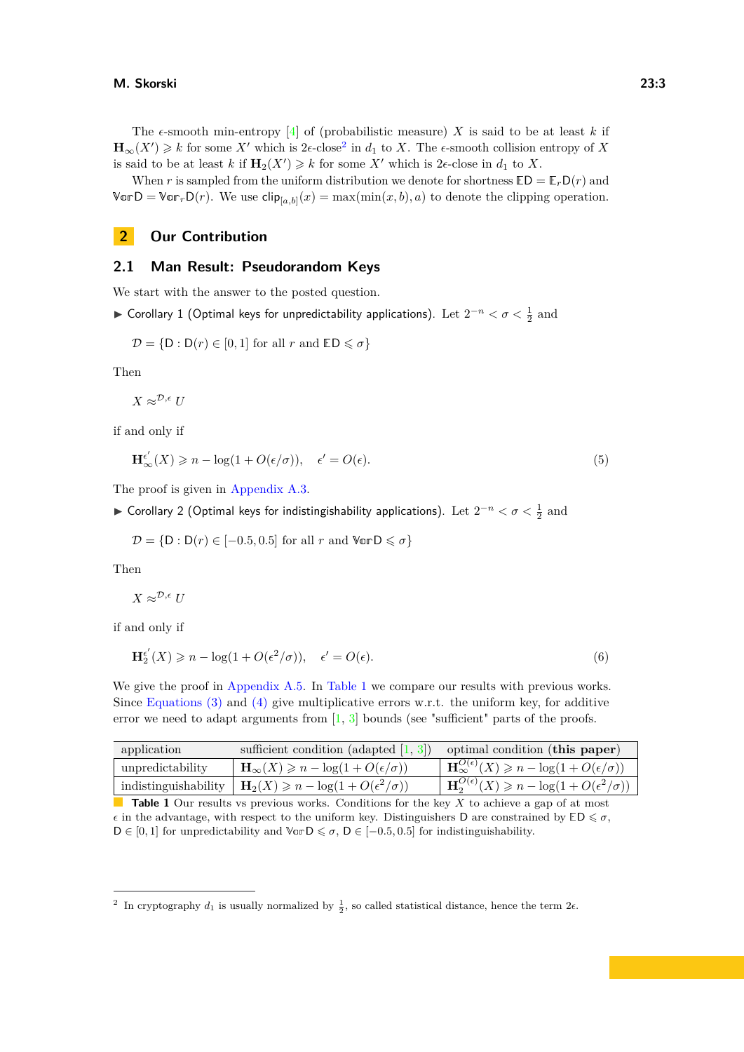The $\epsilon$-smooth min-entropy [4] of (probabilistic measure) $X$ is said to be at least $k$ if $\mathbf{H}_{\infty}(X') \geqslant k$ for some $X'$ which is $2\epsilon$-close[2] in $d_1$ to $X$. The $\epsilon$-smooth collision entropy of $X$ is said to be at least $k$ if $\mathbf{H}_2(X') \geqslant k$ for some $X'$ which is $2\epsilon$-close in $d_1$ to $X$.

When $r$ is sampled from the uniform distribution we denote for shortness $\mathbb{E}\mathsf{D} = \mathbb{E}_r \mathsf{D}(r)$ and $\mathbb{V}\mathrm{ar}\,\mathsf{D} = \mathbb{V}\mathrm{ar}_r \mathsf{D}(r)$. We use $\mathsf{clip}_{[a,b]}(x) = \max(\min(x,b),a)$ to denote the clipping operation.

## 2 Our Contribution

### 2.1 Man Result: Pseudorandom Keys

We start with the answer to the posted question.

▶ Corollary 1 (Optimal keys for unpredictability applications). Let $2^{-n} < \sigma < \frac{1}{2}$ and

$$\mathcal{D} = \{\mathsf{D} : \mathsf{D}(r) \in [0,1] \text{ for all } r \text{ and } \mathbb{E}\mathsf{D} \leqslant \sigma\}$$

Then

$$X \approx^{\mathcal{D},\epsilon} U$$

if and only if

$$\mathbf{H}_{\infty}^{\epsilon'}(X) \geqslant n - \log(1 + O(\epsilon/\sigma)), \quad \epsilon' = O(\epsilon). \tag{5}$$

The proof is given in Appendix A.3.

▶ Corollary 2 (Optimal keys for indistinguishability applications). Let $2^{-n} < \sigma < \frac{1}{2}$ and

$$\mathcal{D} = \{\mathsf{D} : \mathsf{D}(r) \in [-0.5, 0.5] \text{ for all } r \text{ and } \mathbb{V}\mathrm{ar}\,\mathsf{D} \leqslant \sigma\}$$

Then

$$X \approx^{\mathcal{D},\epsilon} U$$

if and only if

$$\mathbf{H}_{2}^{\epsilon'}(X) \geqslant n - \log(1 + O(\epsilon^2/\sigma)), \quad \epsilon' = O(\epsilon). \tag{6}$$

We give the proof in Appendix A.5. In Table 1 we compare our results with previous works. Since Equations (3) and (4) give multiplicative errors w.r.t. the uniform key, for additive error we need to adapt arguments from [1, 3] bounds (see "sufficient" parts of the proofs.

| application | sufficient condition (adapted [1, 3]) | optimal condition (**this paper**) |
|---|---|---|
| unpredictability | $\mathbf{H}_{\infty}(X) \geqslant n - \log(1 + O(\epsilon/\sigma))$ | $\mathbf{H}_{\infty}^{O(\epsilon)}(X) \geqslant n - \log(1 + O(\epsilon/\sigma))$ |
| indistinguishability | $\mathbf{H}_2(X) \geqslant n - \log(1 + O(\epsilon^2/\sigma))$ | $\mathbf{H}_2^{O(\epsilon)}(X) \geqslant n - \log(1 + O(\epsilon^2/\sigma))$ |

**Table 1** Our results vs previous works. Conditions for the key $X$ to achieve a gap of at most $\epsilon$ in the advantage, with respect to the uniform key. Distinguishers $\mathsf{D}$ are constrained by $\mathbb{E}\mathsf{D} \leqslant \sigma$, $\mathsf{D} \in [0,1]$ for unpredictability and $\mathbb{V}\mathrm{ar}\,\mathsf{D} \leqslant \sigma$, $\mathsf{D} \in [-0.5, 0.5]$ for indistinguishability.

[2] In cryptography $d_1$ is usually normalized by $\frac{1}{2}$, so called statistical distance, hence the term $2\epsilon$.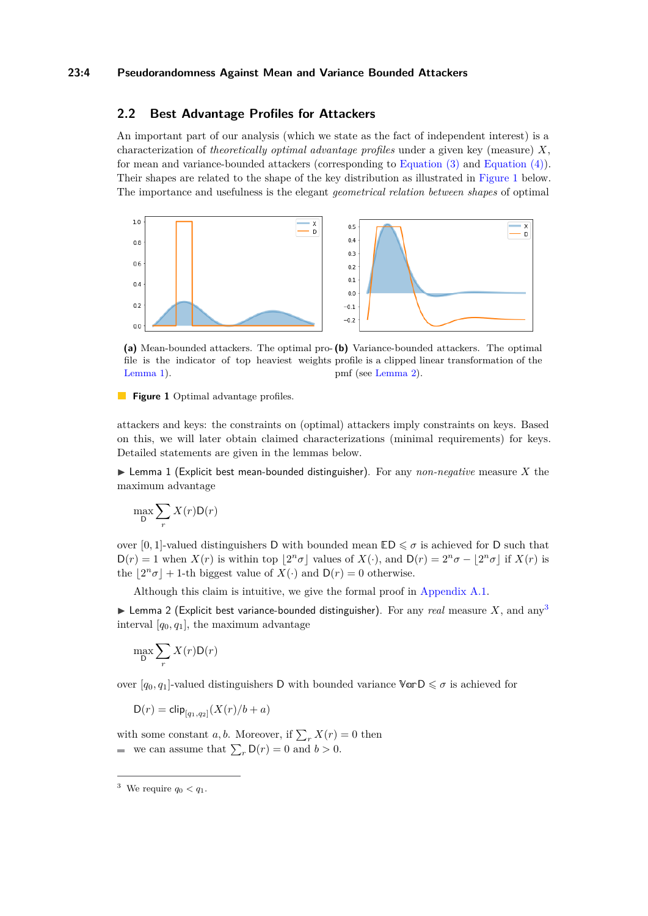## 2.2 Best Advantage Profiles for Attackers

An important part of our analysis (which we state as the fact of independent interest) is a characterization of *theoretically optimal advantage profiles* under a given key (measure) $X$, for mean and variance-bounded attackers (corresponding to Equation (3) and Equation (4)). Their shapes are related to the shape of the key distribution as illustrated in Figure 1 below. The importance and usefulness is the elegant *geometrical relation between shapes* of optimal attackers and keys: the constraints on (optimal) attackers imply constraints on keys. Based on this, we will later obtain claimed characterizations (minimal requirements) for keys. Detailed statements are given in the lemmas below.

**(a)** Mean-bounded attackers. The optimal profile is the indicator of top heaviest weights (see Lemma 1).

**(b)** Variance-bounded attackers. The optimal profile is a clipped linear transformation of the pmf (see Lemma 2).

**Figure 1** Optimal advantage profiles.

▶ **Lemma 1** (Explicit best mean-bounded distinguisher). For any *non-negative* measure $X$ the maximum advantage

$$\max_{\mathsf{D}} \sum_r X(r)\mathsf{D}(r)$$

over $[0,1]$-valued distinguishers $\mathsf{D}$ with bounded mean $\mathbb{E}\mathsf{D} \leqslant \sigma$ is achieved for $\mathsf{D}$ such that $\mathsf{D}(r) = 1$ when $X(r)$ is within top $\lfloor 2^n\sigma \rfloor$ values of $X(\cdot)$, and $\mathsf{D}(r) = 2^n\sigma - \lfloor 2^n\sigma \rfloor$ if $X(r)$ is the $\lfloor 2^n\sigma \rfloor + 1$-th biggest value of $X(\cdot)$ and $\mathsf{D}(r) = 0$ otherwise.

Although this claim is intuitive, we give the formal proof in Appendix A.1.

▶ **Lemma 2** (Explicit best variance-bounded distinguisher). For any *real* measure $X$, and any[3] interval $[q_0, q_1]$, the maximum advantage

$$\max_{\mathsf{D}} \sum_r X(r)\mathsf{D}(r)$$

over $[q_0, q_1]$-valued distinguishers $\mathsf{D}$ with bounded variance $\mathbb{V}\mathrm{ar}\,\mathsf{D} \leqslant \sigma$ is achieved for

$$\mathsf{D}(r) = \mathsf{clip}_{[q_1,q_2]}(X(r)/b + a)$$

with some constant $a, b$. Moreover, if $\sum_r X(r) = 0$ then

- we can assume that $\sum_r \mathsf{D}(r) = 0$ and $b > 0$.

[3] We require $q_0 < q_1$.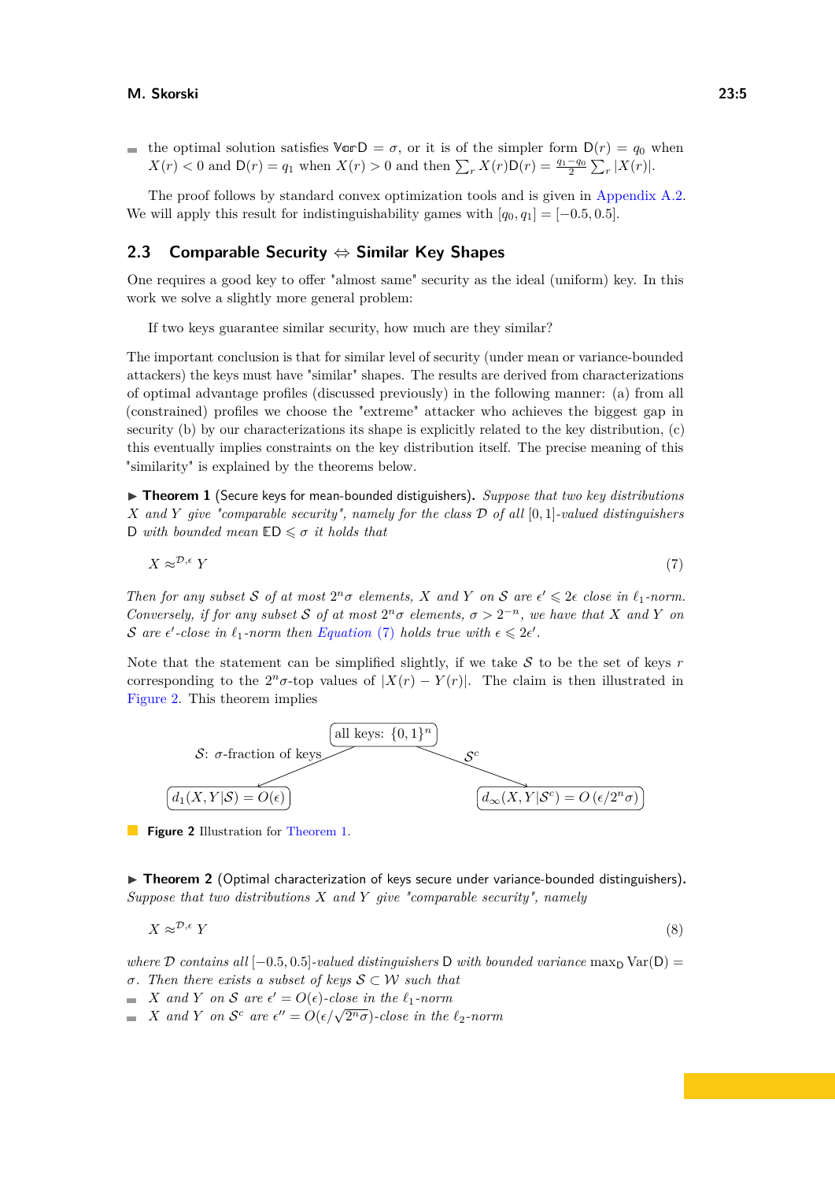- the optimal solution satisfies $\mathbb{V}\mathrm{ar}\mathsf{D} = \sigma$, or it is of the simpler form $\mathsf{D}(r) = q_0$ when $X(r) < 0$ and $\mathsf{D}(r) = q_1$ when $X(r) > 0$ and then $\sum_r X(r)\mathsf{D}(r) = \frac{q_1 - q_0}{2}\sum_r |X(r)|$.

The proof follows by standard convex optimization tools and is given in Appendix A.2. We will apply this result for indistinguishability games with $[q_0, q_1] = [-0.5, 0.5]$.

## 2.3 Comparable Security ⇔ Similar Key Shapes

One requires a good key to offer "almost same" security as the ideal (uniform) key. In this work we solve a slightly more general problem:

If two keys guarantee similar security, how much are they similar?

The important conclusion is that for similar level of security (under mean or variance-bounded attackers) the keys must have "similar" shapes. The results are derived from characterizations of optimal advantage profiles (discussed previously) in the following manner: (a) from all (constrained) profiles we choose the "extreme" attacker who achieves the biggest gap in security (b) by our characterizations its shape is explicitly related to the key distribution, (c) this eventually implies constraints on the key distribution itself. The precise meaning of this "similarity" is explained by the theorems below.

▶ **Theorem 1** (Secure keys for mean-bounded distiguishers)**.** *Suppose that two key distributions $X$ and $Y$ give "comparable security", namely for the class $\mathcal{D}$ of all $[0,1]$-valued distinguishers $\mathsf{D}$ with bounded mean $\mathbb{E}\mathsf{D} \leqslant \sigma$ it holds that*

$$X \approx^{\mathcal{D},\epsilon} Y \tag{7}$$

*Then for any subset $\mathcal{S}$ of at most $2^n\sigma$ elements, $X$ and $Y$ on $\mathcal{S}$ are $\epsilon' \leqslant 2\epsilon$ close in $\ell_1$-norm. Conversely, if for any subset $\mathcal{S}$ of at most $2^n\sigma$ elements, $\sigma > 2^{-n}$, we have that $X$ and $Y$ on $\mathcal{S}$ are $\epsilon'$-close in $\ell_1$-norm then Equation (7) holds true with $\epsilon \leqslant 2\epsilon'$.*

Note that the statement can be simplified slightly, if we take $\mathcal{S}$ to be the set of keys $r$ corresponding to the $2^n\sigma$-top values of $|X(r) - Y(r)|$. The claim is then illustrated in Figure 2. This theorem implies

all keys: $\{0,1\}^n$

$\mathcal{S}$: $\sigma$-fraction of keys → $d_1(X, Y|\mathcal{S}) = O(\epsilon)$

$\mathcal{S}^c$ → $d_\infty(X, Y|\mathcal{S}^c) = O\left(\epsilon/2^n\sigma\right)$

**Figure 2** Illustration for Theorem 1.

▶ **Theorem 2** (Optimal characterization of keys secure under variance-bounded distinguishers)**.** *Suppose that two distributions $X$ and $Y$ give "comparable security", namely*

$$X \approx^{\mathcal{D},\epsilon} Y \tag{8}$$

*where $\mathcal{D}$ contains all $[-0.5, 0.5]$-valued distinguishers $\mathsf{D}$ with bounded variance $\max_{\mathsf{D}} \mathrm{Var}(\mathsf{D}) = \sigma$. Then there exists a subset of keys $\mathcal{S} \subset \mathcal{W}$ such that*

- *$X$ and $Y$ on $\mathcal{S}$ are $\epsilon' = O(\epsilon)$-close in the $\ell_1$-norm*
- *$X$ and $Y$ on $\mathcal{S}^c$ are $\epsilon'' = O(\epsilon/\sqrt{2^n\sigma})$-close in the $\ell_2$-norm*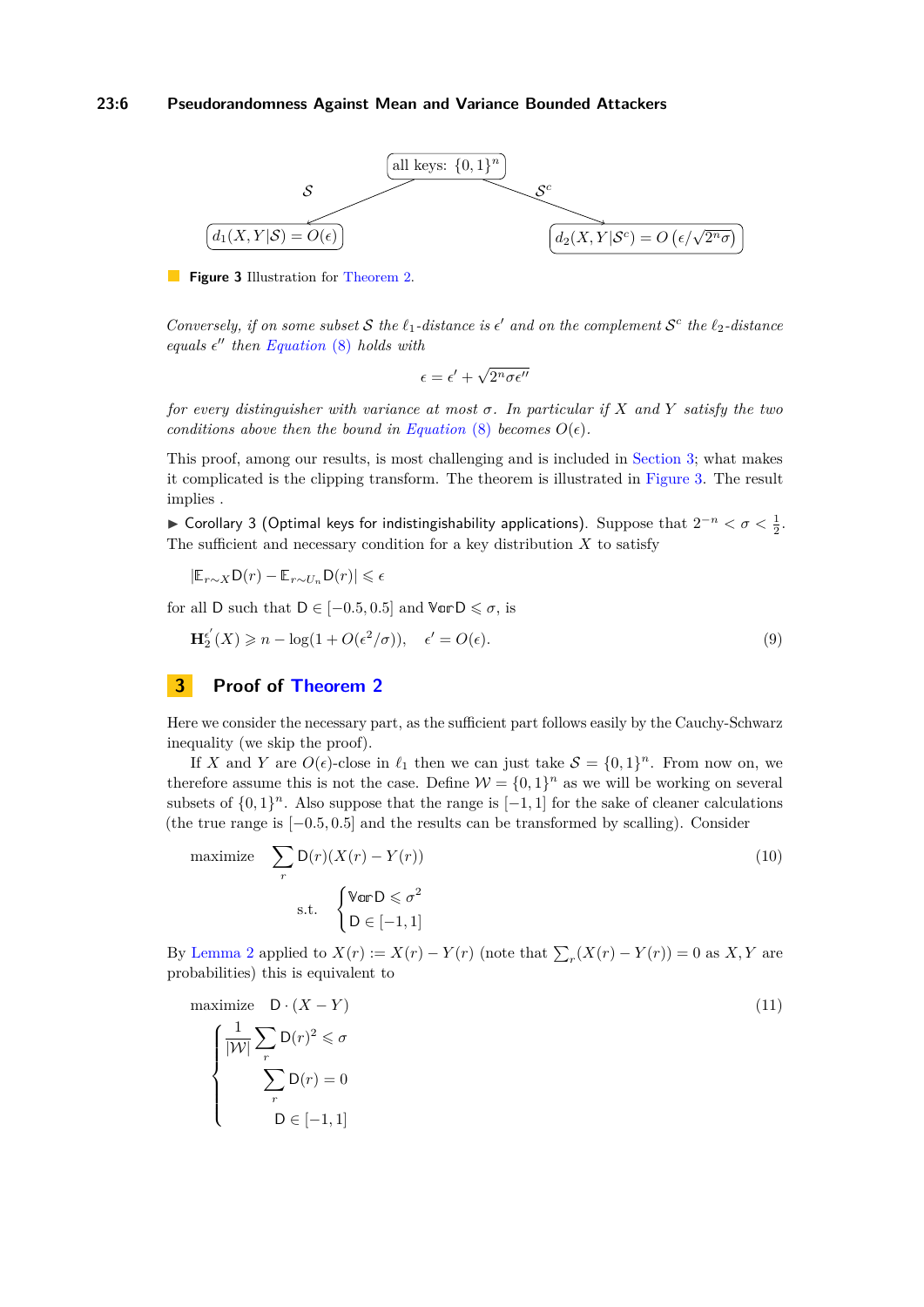all keys: $\{0,1\}^n$

$\mathcal{S}$ $\mathcal{S}^c$

$d_1(X,Y|\mathcal{S}) = O(\epsilon)$ $d_2(X,Y|\mathcal{S}^c) = O\left(\epsilon/\sqrt{2^n\sigma}\right)$

**Figure 3** Illustration for Theorem 2.

*Conversely, if on some subset $\mathcal{S}$ the $\ell_1$-distance is $\epsilon'$ and on the complement $\mathcal{S}^c$ the $\ell_2$-distance equals $\epsilon''$ then Equation (8) holds with*

$$\epsilon = \epsilon' + \sqrt{2^n\sigma\epsilon''}$$

*for every distinguisher with variance at most $\sigma$. In particular if $X$ and $Y$ satisfy the two conditions above then the bound in Equation (8) becomes $O(\epsilon)$.*

This proof, among our results, is most challenging and is included in Section 3; what makes it complicated is the clipping transform. The theorem is illustrated in Figure 3. The result implies .

▶ Corollary 3 (Optimal keys for indistingishability applications). Suppose that $2^{-n} < \sigma < \frac{1}{2}$. The sufficient and necessary condition for a key distribution $X$ to satisfy

$$|\mathbb{E}_{r\sim X}\mathsf{D}(r) - \mathbb{E}_{r\sim U_n}\mathsf{D}(r)| \leqslant \epsilon$$

for all $\mathsf{D}$ such that $\mathsf{D} \in [-0.5, 0.5]$ and $\mathbb{V}\mathrm{ar}\mathsf{D} \leqslant \sigma$, is

$$\mathbf{H}_2^{\epsilon'}(X) \geqslant n - \log(1 + O(\epsilon^2/\sigma)), \quad \epsilon' = O(\epsilon). \tag{9}$$

## 3 Proof of Theorem 2

Here we consider the necessary part, as the sufficient part follows easily by the Cauchy-Schwarz inequality (we skip the proof).

If $X$ and $Y$ are $O(\epsilon)$-close in $\ell_1$ then we can just take $\mathcal{S} = \{0,1\}^n$. From now on, we therefore assume this is not the case. Define $\mathcal{W} = \{0,1\}^n$ as we will be working on several subsets of $\{0,1\}^n$. Also suppose that the range is $[-1,1]$ for the sake of cleaner calculations (the true range is $[-0.5, 0.5]$ and the results can be transformed by scalling). Consider

$$\text{maximize} \quad \sum_r \mathsf{D}(r)(X(r) - Y(r)) \qquad \text{s.t.} \quad \begin{cases} \mathbb{V}\mathrm{ar}\,\mathsf{D} \leqslant \sigma^2 \\ \mathsf{D} \in [-1,1] \end{cases} \tag{10}$$

By Lemma 2 applied to $X(r) := X(r) - Y(r)$ (note that $\sum_r (X(r) - Y(r)) = 0$ as $X, Y$ are probabilities) this is equivalent to

$$\text{maximize} \quad \mathsf{D}\cdot(X - Y) \qquad \begin{cases} \frac{1}{|\mathcal{W}|}\sum_r \mathsf{D}(r)^2 \leqslant \sigma \\ \sum_r \mathsf{D}(r) = 0 \\ \mathsf{D} \in [-1,1] \end{cases} \tag{11}$$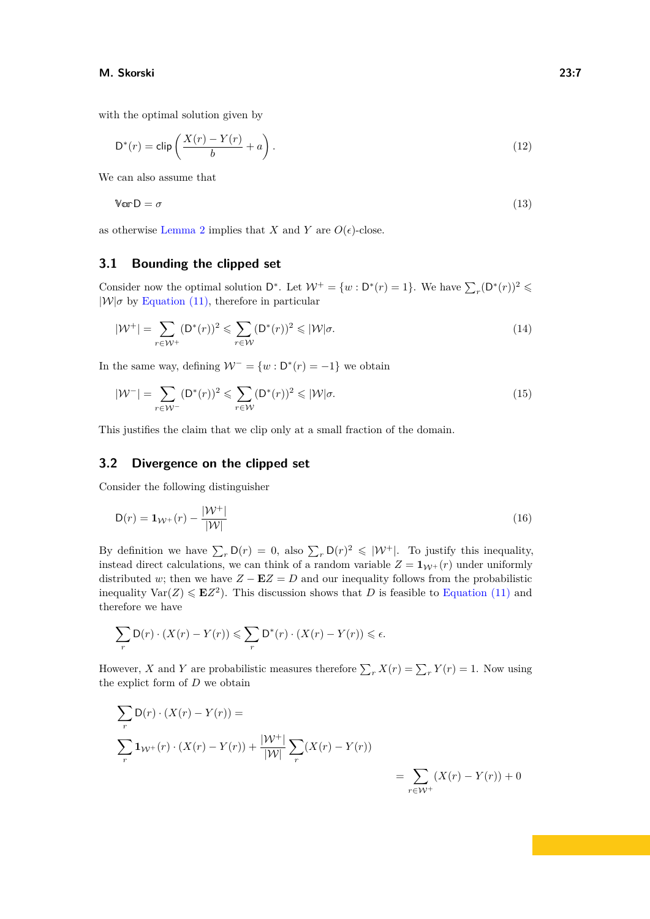with the optimal solution given by

$$\mathsf{D}^*(r) = \mathsf{clip}\left(\frac{X(r)-Y(r)}{b} + a\right). \tag{12}$$

We can also assume that

$$\mathbb{V}\mathrm{ar}\,\mathsf{D} = \sigma \tag{13}$$

as otherwise Lemma 2 implies that $X$ and $Y$ are $O(\epsilon)$-close.

## 3.1 Bounding the clipped set

Consider now the optimal solution $\mathsf{D}^*$. Let $\mathcal{W}^+ = \{w : \mathsf{D}^*(r) = 1\}$. We have $\sum_r (\mathsf{D}^*(r))^2 \leqslant |\mathcal{W}|\sigma$ by Equation (11), therefore in particular

$$|\mathcal{W}^+| = \sum_{r\in\mathcal{W}^+} (\mathsf{D}^*(r))^2 \leqslant \sum_{r\in\mathcal{W}} (\mathsf{D}^*(r))^2 \leqslant |\mathcal{W}|\sigma. \tag{14}$$

In the same way, defining $\mathcal{W}^- = \{w : \mathsf{D}^*(r) = -1\}$ we obtain

$$|\mathcal{W}^-| = \sum_{r\in\mathcal{W}^-} (\mathsf{D}^*(r))^2 \leqslant \sum_{r\in\mathcal{W}} (\mathsf{D}^*(r))^2 \leqslant |\mathcal{W}|\sigma. \tag{15}$$

This justifies the claim that we clip only at a small fraction of the domain.

## 3.2 Divergence on the clipped set

Consider the following distinguisher

$$\mathsf{D}(r) = \mathbf{1}_{\mathcal{W}^+}(r) - \frac{|\mathcal{W}^+|}{|\mathcal{W}|} \tag{16}$$

By definition we have $\sum_r \mathsf{D}(r) = 0$, also $\sum_r \mathsf{D}(r)^2 \leqslant |\mathcal{W}^+|$. To justify this inequality, instead direct calculations, we can think of a random variable $Z = \mathbf{1}_{\mathcal{W}^+}(r)$ under uniformly distributed $w$; then we have $Z - \mathbf{E}Z = D$ and our inequality follows from the probabilistic inequality $\mathrm{Var}(Z) \leqslant \mathbf{E}Z^2$). This discussion shows that $D$ is feasible to Equation (11) and therefore we have

$$\sum_r \mathsf{D}(r)\cdot(X(r)-Y(r)) \leqslant \sum_r \mathsf{D}^*(r)\cdot(X(r)-Y(r)) \leqslant \epsilon.$$

However, $X$ and $Y$ are probabilistic measures therefore $\sum_r X(r) = \sum_r Y(r) = 1$. Now using the explict form of $D$ we obtain

$$\sum_r \mathsf{D}(r)\cdot(X(r)-Y(r)) =$$

$$\sum_r \mathbf{1}_{\mathcal{W}^+}(r)\cdot(X(r)-Y(r)) + \frac{|\mathcal{W}^+|}{|\mathcal{W}|}\sum_r (X(r)-Y(r))$$

$$= \sum_{r\in\mathcal{W}^+}(X(r)-Y(r)) + 0$$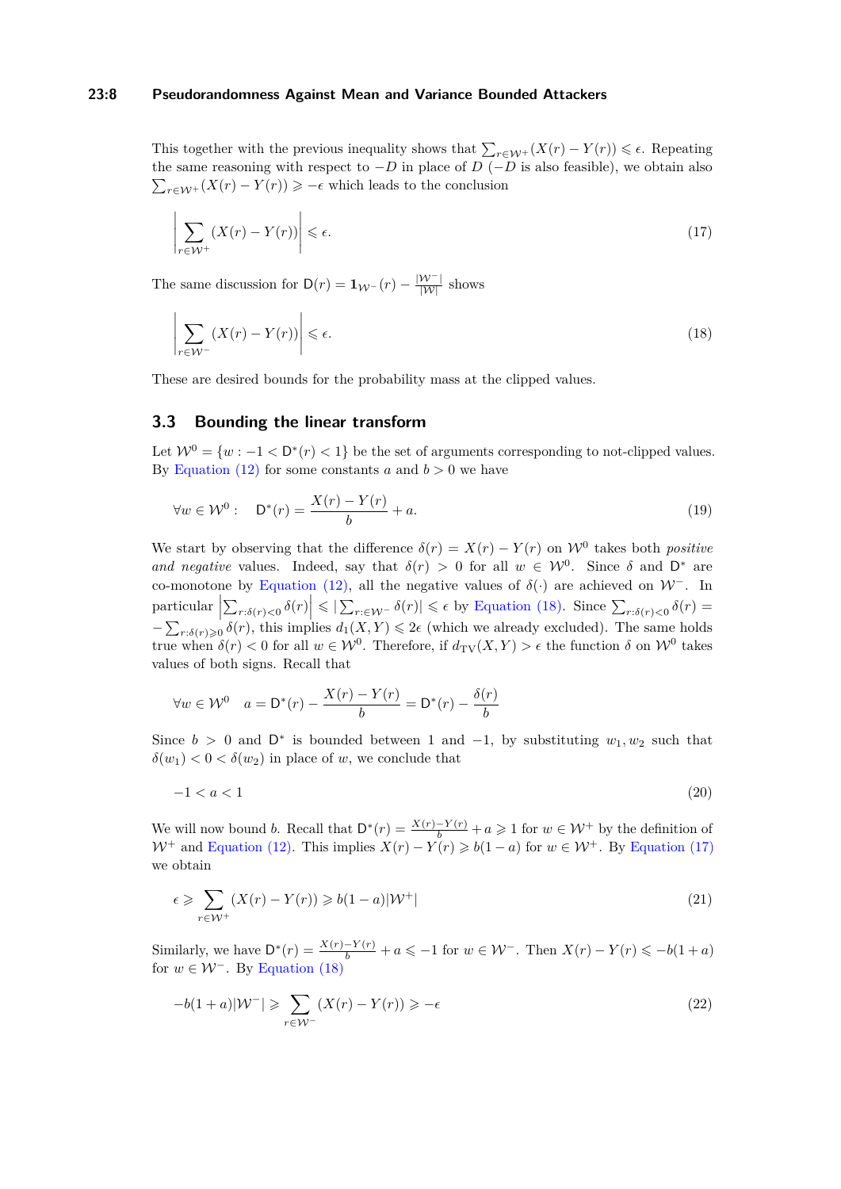This together with the previous inequality shows that $\sum_{r\in\mathcal{W}^+}(X(r)-Y(r)) \leqslant \epsilon$. Repeating the same reasoning with respect to $-D$ in place of $D$ ($-D$ is also feasible), we obtain also $\sum_{r\in\mathcal{W}^+}(X(r)-Y(r)) \geqslant -\epsilon$ which leads to the conclusion

$$\left|\sum_{r\in\mathcal{W}^+}(X(r)-Y(r))\right| \leqslant \epsilon. \tag{17}$$

The same discussion for $\mathsf{D}(r) = \mathbf{1}_{\mathcal{W}^-}(r) - \frac{|\mathcal{W}^-|}{|\mathcal{W}|}$ shows

$$\left|\sum_{r\in\mathcal{W}^-}(X(r)-Y(r))\right| \leqslant \epsilon. \tag{18}$$

These are desired bounds for the probability mass at the clipped values.

### 3.3 Bounding the linear transform

Let $\mathcal{W}^0 = \{w : -1 < \mathsf{D}^*(r) < 1\}$ be the set of arguments corresponding to not-clipped values. By Equation (12) for some constants $a$ and $b>0$ we have

$$\forall w\in\mathcal{W}^0: \quad \mathsf{D}^*(r) = \frac{X(r)-Y(r)}{b} + a. \tag{19}$$

We start by observing that the difference $\delta(r) = X(r)-Y(r)$ on $\mathcal{W}^0$ takes both *positive and negative* values. Indeed, say that $\delta(r) > 0$ for all $w\in\mathcal{W}^0$. Since $\delta$ and $\mathsf{D}^*$ are co-monotone by Equation (12), all the negative values of $\delta(\cdot)$ are achieved on $\mathcal{W}^-$. In particular $\left|\sum_{r:\delta(r)<0}\delta(r)\right| \leqslant |\sum_{r:\in\mathcal{W}^-}\delta(r)| \leqslant \epsilon$ by Equation (18). Since $\sum_{r:\delta(r)<0}\delta(r) = -\sum_{r:\delta(r)\geqslant 0}\delta(r)$, this implies $d_1(X,Y)\leqslant 2\epsilon$ (which we already excluded). The same holds true when $\delta(r)<0$ for all $w\in\mathcal{W}^0$. Therefore, if $d_{\mathrm{TV}}(X,Y) > \epsilon$ the function $\delta$ on $\mathcal{W}^0$ takes values of both signs. Recall that

$$\forall w\in\mathcal{W}^0 \quad a = \mathsf{D}^*(r) - \frac{X(r)-Y(r)}{b} = \mathsf{D}^*(r) - \frac{\delta(r)}{b}$$

Since $b>0$ and $\mathsf{D}^*$ is bounded between 1 and $-1$, by substituting $w_1, w_2$ such that $\delta(w_1) < 0 < \delta(w_2)$ in place of $w$, we conclude that

$$-1 < a < 1 \tag{20}$$

We will now bound $b$. Recall that $\mathsf{D}^*(r) = \frac{X(r)-Y(r)}{b} + a \geqslant 1$ for $w\in\mathcal{W}^+$ by the definition of $\mathcal{W}^+$ and Equation (12). This implies $X(r)-Y(r)\geqslant b(1-a)$ for $w\in\mathcal{W}^+$. By Equation (17) we obtain

$$\epsilon \geqslant \sum_{r\mathcal{W}^+}(X(r)-Y(r)) \geqslant b(1-a)|\mathcal{W}^+| \tag{21}$$

Similarly, we have $\mathsf{D}^*(r) = \frac{X(r)-Y(r)}{b} + a \leqslant -1$ for $w\in\mathcal{W}^-$. Then $X(r)-Y(r)\leqslant -b(1+a)$ for $w\in\mathcal{W}^-$. By Equation (18)

$$-b(1+a)|\mathcal{W}^-| \geqslant \sum_{r\in\mathcal{W}^-}(X(r)-Y(r)) \geqslant -\epsilon \tag{22}$$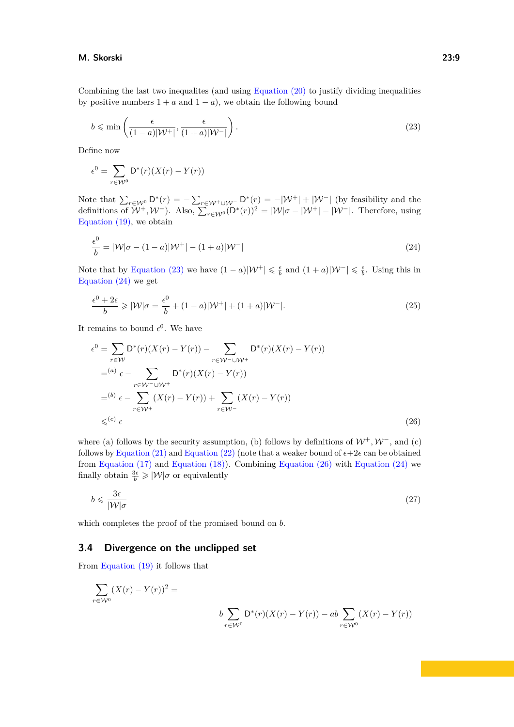Combining the last two inequalites (and using Equation (20) to justify dividing inequalities by positive numbers $1+a$ and $1-a$), we obtain the following bound

$$b \leqslant \min\left(\frac{\epsilon}{(1-a)|\mathcal{W}^+|}, \frac{\epsilon}{(1+a)|\mathcal{W}^-|}\right). \tag{23}$$

Define now

$$\epsilon^0 = \sum_{r\in\mathcal{W}^0} \mathsf{D}^*(r)(X(r)-Y(r))$$

Note that $\sum_{r\in\mathcal{W}^0}\mathsf{D}^*(r) = -\sum_{r\in\mathcal{W}^+\cup\mathcal{W}^-}\mathsf{D}^*(r) = -|\mathcal{W}^+|+|\mathcal{W}^-|$ (by feasibility and the definitions of $\mathcal{W}^+,\mathcal{W}^-$). Also, $\sum_{r\in\mathcal{W}^0}(\mathsf{D}^*(r))^2 = |\mathcal{W}|\sigma - |\mathcal{W}^+| - |\mathcal{W}^-|$. Therefore, using Equation (19), we obtain

$$\frac{\epsilon^0}{b} = |\mathcal{W}|\sigma - (1-a)|\mathcal{W}^+| - (1+a)|\mathcal{W}^-| \tag{24}$$

Note that by Equation (23) we have $(1-a)|\mathcal{W}^+| \leqslant \frac{\epsilon}{b}$ and $(1+a)|\mathcal{W}^-| \leqslant \frac{\epsilon}{b}$. Using this in Equation (24) we get

$$\frac{\epsilon^0+2\epsilon}{b} \geqslant |\mathcal{W}|\sigma = \frac{\epsilon^0}{b} + (1-a)|\mathcal{W}^+| + (1+a)|\mathcal{W}^-|. \tag{25}$$

It remains to bound $\epsilon^0$. We have

$$\begin{aligned}
\epsilon^0 &= \sum_{r\in\mathcal{W}}\mathsf{D}^*(r)(X(r)-Y(r)) - \sum_{r\in\mathcal{W}^-\cup\mathcal{W}^+}\mathsf{D}^*(r)(X(r)-Y(r)) \\
&=^{(a)} \epsilon - \sum_{r\in\mathcal{W}^-\cup\mathcal{W}^+}\mathsf{D}^*(r)(X(r)-Y(r)) \\
&=^{(b)} \epsilon - \sum_{r\in\mathcal{W}^+}(X(r)-Y(r)) + \sum_{r\in\mathcal{W}^-}(X(r)-Y(r)) \\
&\leqslant^{(c)} \epsilon
\end{aligned} \tag{26}$$

where (a) follows by the security assumption, (b) follows by definitions of $\mathcal{W}^+,\mathcal{W}^-$, and (c) follows by Equation (21) and Equation (22) (note that a weaker bound of $\epsilon+2\epsilon$ can be obtained from Equation (17) and Equation (18)). Combining Equation (26) with Equation (24) we finally obtain $\frac{3\epsilon}{b} \geqslant |\mathcal{W}|\sigma$ or equivalently

$$b \leqslant \frac{3\epsilon}{|\mathcal{W}|\sigma} \tag{27}$$

which completes the proof of the promised bound on $b$.

## 3.4 Divergence on the unclipped set

From Equation (19) it follows that

$$\sum_{r\in\mathcal{W}^0}(X(r)-Y(r))^2 = \\ b\sum_{r\in\mathcal{W}^0}\mathsf{D}^*(r)(X(r)-Y(r)) - ab\sum_{r\in\mathcal{W}^0}(X(r)-Y(r))$$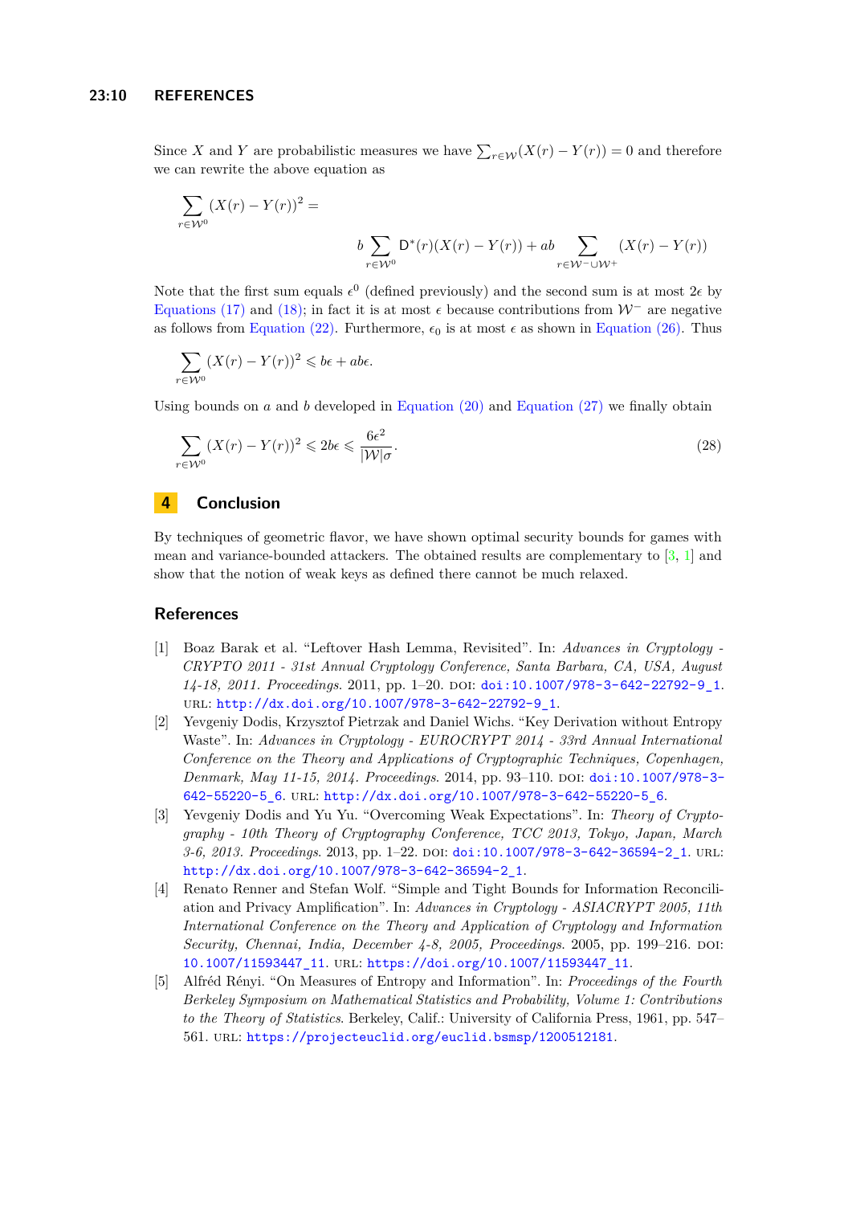Since $X$ and $Y$ are probabilistic measures we have $\sum_{r\in\mathcal{W}}(X(r)-Y(r)) = 0$ and therefore we can rewrite the above equation as

$$\sum_{r\in\mathcal{W}^0}(X(r)-Y(r))^2 = \\ b\sum_{r\in\mathcal{W}^0}\mathsf{D}^*(r)(X(r)-Y(r)) + ab\sum_{r\in\mathcal{W}^-\cup\mathcal{W}^+}(X(r)-Y(r))$$

Note that the first sum equals $\epsilon^0$ (defined previously) and the second sum is at most $2\epsilon$ by Equations (17) and (18); in fact it is at most $\epsilon$ because contributions from $\mathcal{W}^-$ are negative as follows from Equation (22). Furthermore, $\epsilon_0$ is at most $\epsilon$ as shown in Equation (26). Thus

$$\sum_{r\in\mathcal{W}^0}(X(r)-Y(r))^2 \leqslant b\epsilon + ab\epsilon.$$

Using bounds on $a$ and $b$ developed in Equation (20) and Equation (27) we finally obtain

$$\sum_{r\in\mathcal{W}^0}(X(r)-Y(r))^2 \leqslant 2b\epsilon \leqslant \frac{6\epsilon^2}{|\mathcal{W}|\sigma}. \tag{28}$$

## 4 Conclusion

By techniques of geometric flavor, we have shown optimal security bounds for games with mean and variance-bounded attackers. The obtained results are complementary to [3, 1] and show that the notion of weak keys as defined there cannot be much relaxed.

## References

[1] Boaz Barak et al. "Leftover Hash Lemma, Revisited". In: *Advances in Cryptology - CRYPTO 2011 - 31st Annual Cryptology Conference, Santa Barbara, CA, USA, August 14-18, 2011. Proceedings*. 2011, pp. 1–20. DOI: doi:10.1007/978-3-642-22792-9_1. URL: http://dx.doi.org/10.1007/978-3-642-22792-9_1.

[2] Yevgeniy Dodis, Krzysztof Pietrzak and Daniel Wichs. "Key Derivation without Entropy Waste". In: *Advances in Cryptology - EUROCRYPT 2014 - 33rd Annual International Conference on the Theory and Applications of Cryptographic Techniques, Copenhagen, Denmark, May 11-15, 2014. Proceedings*. 2014, pp. 93–110. DOI: doi:10.1007/978-3-642-55220-5_6. URL: http://dx.doi.org/10.1007/978-3-642-55220-5_6.

[3] Yevgeniy Dodis and Yu Yu. "Overcoming Weak Expectations". In: *Theory of Cryptography - 10th Theory of Cryptography Conference, TCC 2013, Tokyo, Japan, March 3-6, 2013. Proceedings*. 2013, pp. 1–22. DOI: doi:10.1007/978-3-642-36594-2_1. URL: http://dx.doi.org/10.1007/978-3-642-36594-2_1.

[4] Renato Renner and Stefan Wolf. "Simple and Tight Bounds for Information Reconciliation and Privacy Amplification". In: *Advances in Cryptology - ASIACRYPT 2005, 11th International Conference on the Theory and Application of Cryptology and Information Security, Chennai, India, December 4-8, 2005, Proceedings*. 2005, pp. 199–216. DOI: 10.1007/11593447_11. URL: https://doi.org/10.1007/11593447_11.

[5] Alfréd Rényi. "On Measures of Entropy and Information". In: *Proceedings of the Fourth Berkeley Symposium on Mathematical Statistics and Probability, Volume 1: Contributions to the Theory of Statistics*. Berkeley, Calif.: University of California Press, 1961, pp. 547–561. URL: https://projecteuclid.org/euclid.bsmsp/1200512181.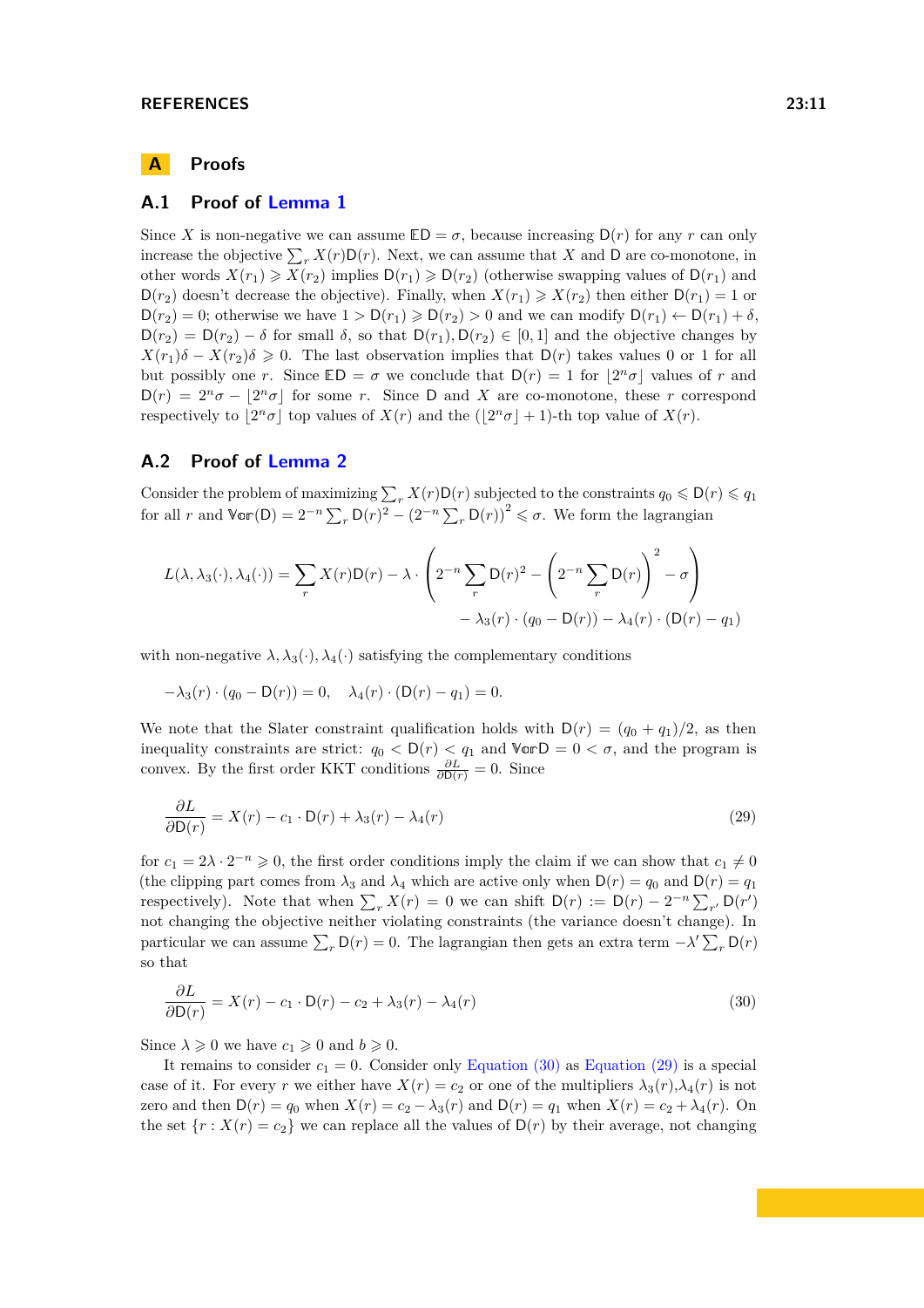# A Proofs

## A.1 Proof of Lemma 1

Since $X$ is non-negative we can assume $\mathbb{E}\mathsf{D} = \sigma$, because increasing $\mathsf{D}(r)$ for any $r$ can only increase the objective $\sum_r X(r)\mathsf{D}(r)$. Next, we can assume that $X$ and $\mathsf{D}$ are co-monotone, in other words $X(r_1) \geqslant X(r_2)$ implies $\mathsf{D}(r_1) \geqslant \mathsf{D}(r_2)$ (otherwise swapping values of $\mathsf{D}(r_1)$ and $\mathsf{D}(r_2)$ doesn't decrease the objective). Finally, when $X(r_1) \geqslant X(r_2)$ then either $\mathsf{D}(r_1) = 1$ or $\mathsf{D}(r_2) = 0$; otherwise we have $1 > \mathsf{D}(r_1) \geqslant \mathsf{D}(r_2) > 0$ and we can modify $\mathsf{D}(r_1) \leftarrow \mathsf{D}(r_1) + \delta$, $\mathsf{D}(r_2) = \mathsf{D}(r_2) - \delta$ for small $\delta$, so that $\mathsf{D}(r_1), \mathsf{D}(r_2) \in [0,1]$ and the objective changes by $X(r_1)\delta - X(r_2)\delta \geqslant 0$. The last observation implies that $\mathsf{D}(r)$ takes values 0 or 1 for all but possibly one $r$. Since $\mathbb{E}\mathsf{D} = \sigma$ we conclude that $\mathsf{D}(r) = 1$ for $\lfloor 2^n\sigma \rfloor$ values of $r$ and $\mathsf{D}(r) = 2^n\sigma - \lfloor 2^n\sigma \rfloor$ for some $r$. Since $\mathsf{D}$ and $X$ are co-monotone, these $r$ correspond respectively to $\lfloor 2^n\sigma \rfloor$ top values of $X(r)$ and the $(\lfloor 2^n\sigma \rfloor + 1)$-th top value of $X(r)$.

## A.2 Proof of Lemma 2

Consider the problem of maximizing $\sum_r X(r)\mathsf{D}(r)$ subjected to the constraints $q_0 \leqslant \mathsf{D}(r) \leqslant q_1$ for all $r$ and $\mathbb{V}\mathrm{ar}(\mathsf{D}) = 2^{-n}\sum_r \mathsf{D}(r)^2 - \left(2^{-n}\sum_r \mathsf{D}(r)\right)^2 \leqslant \sigma$. We form the lagrangian

$$
L(\lambda, \lambda_3(\cdot), \lambda_4(\cdot)) = \sum_r X(r)\mathsf{D}(r) - \lambda \cdot \left( 2^{-n}\sum_r \mathsf{D}(r)^2 - \left(2^{-n}\sum_r \mathsf{D}(r)\right)^2 - \sigma \right) \\
- \lambda_3(r)\cdot(q_0 - \mathsf{D}(r)) - \lambda_4(r)\cdot(\mathsf{D}(r) - q_1)
$$

with non-negative $\lambda, \lambda_3(\cdot), \lambda_4(\cdot)$ satisfying the complementary conditions

$$
-\lambda_3(r)\cdot(q_0 - \mathsf{D}(r)) = 0, \quad \lambda_4(r)\cdot(\mathsf{D}(r) - q_1) = 0.
$$

We note that the Slater constraint qualification holds with $\mathsf{D}(r) = (q_0 + q_1)/2$, as then inequality constraints are strict: $q_0 < \mathsf{D}(r) < q_1$ and $\mathbb{V}\mathrm{ar}\mathsf{D} = 0 < \sigma$, and the program is convex. By the first order KKT conditions $\frac{\partial L}{\partial \mathsf{D}(r)} = 0$. Since

$$
\frac{\partial L}{\partial \mathsf{D}(r)} = X(r) - c_1 \cdot \mathsf{D}(r) + \lambda_3(r) - \lambda_4(r) \tag{29}
$$

for $c_1 = 2\lambda \cdot 2^{-n} \geqslant 0$, the first order conditions imply the claim if we can show that $c_1 \neq 0$ (the clipping part comes from $\lambda_3$ and $\lambda_4$ which are active only when $\mathsf{D}(r) = q_0$ and $\mathsf{D}(r) = q_1$ respectively). Note that when $\sum_r X(r) = 0$ we can shift $\mathsf{D}(r) := \mathsf{D}(r) - 2^{-n}\sum_{r'}\mathsf{D}(r')$ not changing the objective neither violating constraints (the variance doesn't change). In particular we can assume $\sum_r \mathsf{D}(r) = 0$. The lagrangian then gets an extra term $-\lambda'\sum_r \mathsf{D}(r)$ so that

$$
\frac{\partial L}{\partial \mathsf{D}(r)} = X(r) - c_1 \cdot \mathsf{D}(r) - c_2 + \lambda_3(r) - \lambda_4(r) \tag{30}
$$

Since $\lambda \geqslant 0$ we have $c_1 \geqslant 0$ and $b \geqslant 0$.

It remains to consider $c_1 = 0$. Consider only Equation (30) as Equation (29) is a special case of it. For every $r$ we either have $X(r) = c_2$ or one of the multipliers $\lambda_3(r)$,$\lambda_4(r)$ is not zero and then $\mathsf{D}(r) = q_0$ when $X(r) = c_2 - \lambda_3(r)$ and $\mathsf{D}(r) = q_1$ when $X(r) = c_2 + \lambda_4(r)$. On the set $\{r : X(r) = c_2\}$ we can replace all the values of $\mathsf{D}(r)$ by their average, not changing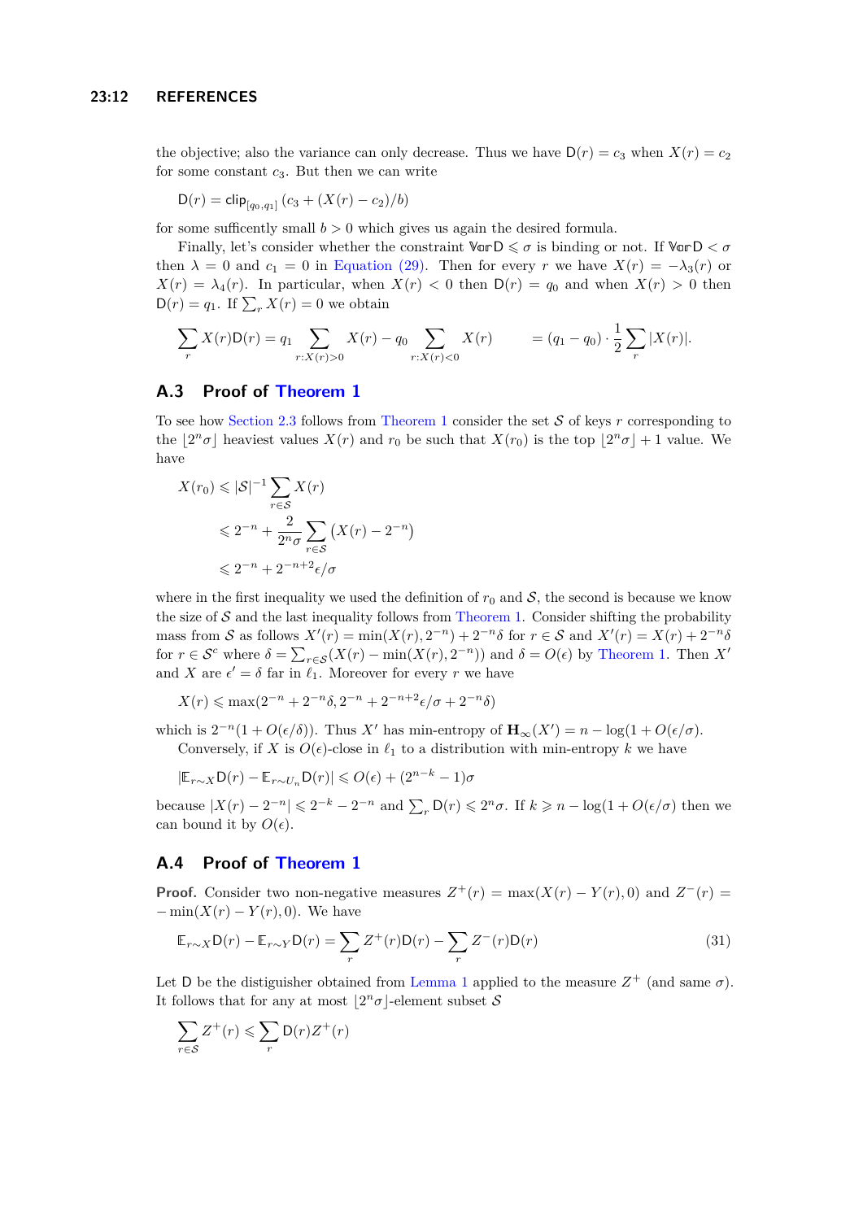the objective; also the variance can only decrease. Thus we have $\mathsf{D}(r) = c_3$ when $X(r) = c_2$ for some constant $c_3$. But then we can write

$$\mathsf{D}(r) = \mathsf{clip}_{[q_0,q_1]}\left(c_3 + (X(r) - c_2)/b\right)$$

for some suffiently small $b > 0$ which gives us again the desired formula.

Finally, let's consider whether the constraint $\mathbb{V}\mathrm{ar}\,\mathsf{D} \leqslant \sigma$ is binding or not. If $\mathbb{V}\mathrm{ar}\,\mathsf{D} < \sigma$ then $\lambda = 0$ and $c_1 = 0$ in Equation (29). Then for every $r$ we have $X(r) = -\lambda_3(r)$ or $X(r) = \lambda_4(r)$. In particular, when $X(r) < 0$ then $\mathsf{D}(r) = q_0$ and when $X(r) > 0$ then $\mathsf{D}(r) = q_1$. If $\sum_r X(r) = 0$ we obtain

$$\sum_r X(r)\mathsf{D}(r) = q_1 \sum_{r:X(r)>0} X(r) - q_0 \sum_{r:X(r)<0} X(r) \qquad = (q_1 - q_0)\cdot \frac{1}{2}\sum_r |X(r)|.$$

## A.3 Proof of Theorem 1

To see how Section 2.3 follows from Theorem 1 consider the set $\mathcal{S}$ of keys $r$ corresponding to the $\lfloor 2^n\sigma \rfloor$ heaviest values $X(r)$ and $r_0$ be such that $X(r_0)$ is the top $\lfloor 2^n\sigma\rfloor + 1$ value. We have

$$\begin{aligned}
X(r_0) &\leqslant |\mathcal{S}|^{-1}\sum_{r\in\mathcal{S}} X(r)\\
&\leqslant 2^{-n} + \frac{2}{2^n\sigma}\sum_{r\in\mathcal{S}}\left(X(r) - 2^{-n}\right)\\
&\leqslant 2^{-n} + 2^{-n+2}\epsilon/\sigma
\end{aligned}$$

where in the first inequality we used the definition of $r_0$ and $\mathcal{S}$, the second is because we know the size of $\mathcal{S}$ and the last inequality follows from Theorem 1. Consider shifting the probability mass from $\mathcal{S}$ as follows $X'(r) = \min(X(r), 2^{-n}) + 2^{-n}\delta$ for $r \in \mathcal{S}$ and $X'(r) = X(r) + 2^{-n}\delta$ for $r \in \mathcal{S}^c$ where $\delta = \sum_{r\in\mathcal{S}}(X(r) - \min(X(r), 2^{-n}))$ and $\delta = O(\epsilon)$ by Theorem 1. Then $X'$ and $X$ are $\epsilon' = \delta$ far in $\ell_1$. Moreover for every $r$ we have

$$X(r) \leqslant \max(2^{-n} + 2^{-n}\delta, 2^{-n} + 2^{-n+2}\epsilon/\sigma + 2^{-n}\delta)$$

which is $2^{-n}(1 + O(\epsilon/\delta))$. Thus $X'$ has min-entropy of $\mathbf{H}_\infty(X') = n - \log(1 + O(\epsilon/\sigma))$.

Conversely, if $X$ is $O(\epsilon)$-close in $\ell_1$ to a distribution with min-entropy $k$ we have

$$|\mathbb{E}_{r\sim X}\mathsf{D}(r) - \mathbb{E}_{r\sim U_n}\mathsf{D}(r)| \leqslant O(\epsilon) + (2^{n-k} - 1)\sigma$$

because $|X(r) - 2^{-n}| \leqslant 2^{-k} - 2^{-n}$ and $\sum_r \mathsf{D}(r) \leqslant 2^n\sigma$. If $k \geqslant n - \log(1 + O(\epsilon/\sigma))$ then we can bound it by $O(\epsilon)$.

## A.4 Proof of Theorem 1

**Proof.** Consider two non-negative measures $Z^+(r) = \max(X(r) - Y(r), 0)$ and $Z^-(r) = -\min(X(r) - Y(r), 0)$. We have

$$\mathbb{E}_{r\sim X}\mathsf{D}(r) - \mathbb{E}_{r\sim Y}\mathsf{D}(r) = \sum_r Z^+(r)\mathsf{D}(r) - \sum_r Z^-(r)\mathsf{D}(r) \tag{31}$$

Let $\mathsf{D}$ be the distiguisher obtained from Lemma 1 applied to the measure $Z^+$ (and same $\sigma$). It follows that for any at most $\lfloor 2^n\sigma\rfloor$-element subset $\mathcal{S}$

$$\sum_{r\in\mathcal{S}} Z^+(r) \leqslant \sum_r \mathsf{D}(r)Z^+(r)$$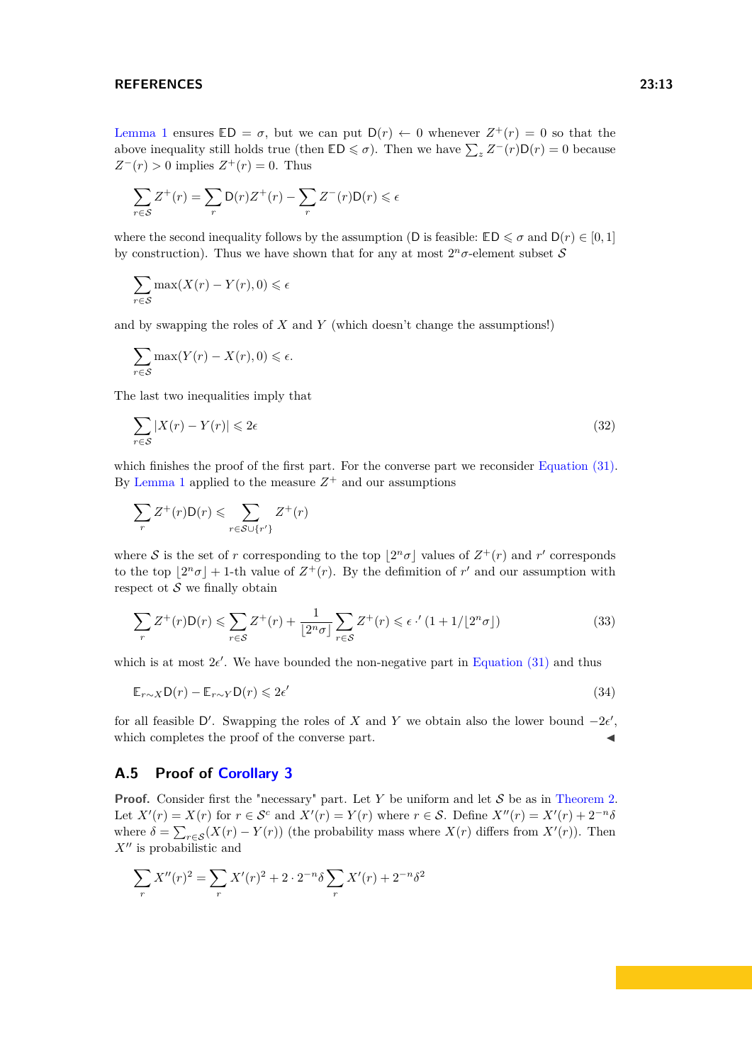Lemma 1 ensures $\mathbb{E}\mathsf{D} = \sigma$, but we can put $\mathsf{D}(r) \leftarrow 0$ whenever $Z^{+}(r) = 0$ so that the above inequality still holds true (then $\mathbb{E}\mathsf{D} \leqslant \sigma$). Then we have $\sum_z Z^{-}(r)\mathsf{D}(r) = 0$ because $Z^{-}(r) > 0$ implies $Z^{+}(r) = 0$. Thus

$$\sum_{r\in\mathcal{S}} Z^{+}(r) = \sum_{r} \mathsf{D}(r)Z^{+}(r) - \sum_{r} Z^{-}(r)\mathsf{D}(r) \leqslant \epsilon$$

where the second inequality follows by the assumption ($\mathsf{D}$ is feasible: $\mathbb{E}\mathsf{D} \leqslant \sigma$ and $\mathsf{D}(r) \in [0,1]$ by construction). Thus we have shown that for any at most $2^n\sigma$-element subset $\mathcal{S}$

$$\sum_{r\in\mathcal{S}} \max(X(r) - Y(r), 0) \leqslant \epsilon$$

and by swapping the roles of $X$ and $Y$ (which doesn't change the assumptions!)

$$\sum_{r\in\mathcal{S}} \max(Y(r) - X(r), 0) \leqslant \epsilon.$$

The last two inequalities imply that

$$\sum_{r\in\mathcal{S}} |X(r) - Y(r)| \leqslant 2\epsilon \tag{32}$$

which finishes the proof of the first part. For the converse part we reconsider Equation (31). By Lemma 1 applied to the measure $Z^{+}$ and our assumptions

$$\sum_{r} Z^{+}(r)\mathsf{D}(r) \leqslant \sum_{r\in\mathcal{S}\cup\{r'\}} Z^{+}(r)$$

where $\mathcal{S}$ is the set of $r$ corresponding to the top $\lfloor 2^n\sigma \rfloor$ values of $Z^{+}(r)$ and $r'$ corresponds to the top $\lfloor 2^n\sigma \rfloor + 1$-th value of $Z^{+}(r)$. By the defimition of $r'$ and our assumption with respect ot $\mathcal{S}$ we finally obtain

$$\sum_{r} Z^{+}(r)\mathsf{D}(r) \leqslant \sum_{r\in\mathcal{S}} Z^{+}(r) + \frac{1}{\lfloor 2^n\sigma \rfloor}\sum_{r\in\mathcal{S}} Z^{+}(r) \leqslant \epsilon \cdot' (1 + 1/\lfloor 2^n\sigma \rfloor) \tag{33}$$

which is at most $2\epsilon'$. We have bounded the non-negative part in Equation (31) and thus

$$\mathbb{E}_{r\sim X}\mathsf{D}(r) - \mathbb{E}_{r\sim Y}\mathsf{D}(r) \leqslant 2\epsilon' \tag{34}$$

for all feasible $\mathsf{D}'$. Swapping the roles of $X$ and $Y$ we obtain also the lower bound $-2\epsilon'$, which completes the proof of the converse part. ◀

## A.5 Proof of Corollary 3

**Proof.** Consider first the "necessary" part. Let $Y$ be uniform and let $\mathcal{S}$ be as in Theorem 2. Let $X'(r) = X(r)$ for $r \in \mathcal{S}^c$ and $X'(r) = Y(r)$ where $r \in \mathcal{S}$. Define $X''(r) = X'(r) + 2^{-n}\delta$ where $\delta = \sum_{r\in\mathcal{S}}(X(r) - Y(r))$ (the probability mass where $X(r)$ differs from $X'(r)$). Then $X''$ is probabilistic and

$$\sum_{r} X''(r)^2 = \sum_{r} X'(r)^2 + 2 \cdot 2^{-n}\delta \sum_{r} X'(r) + 2^{-n}\delta^2$$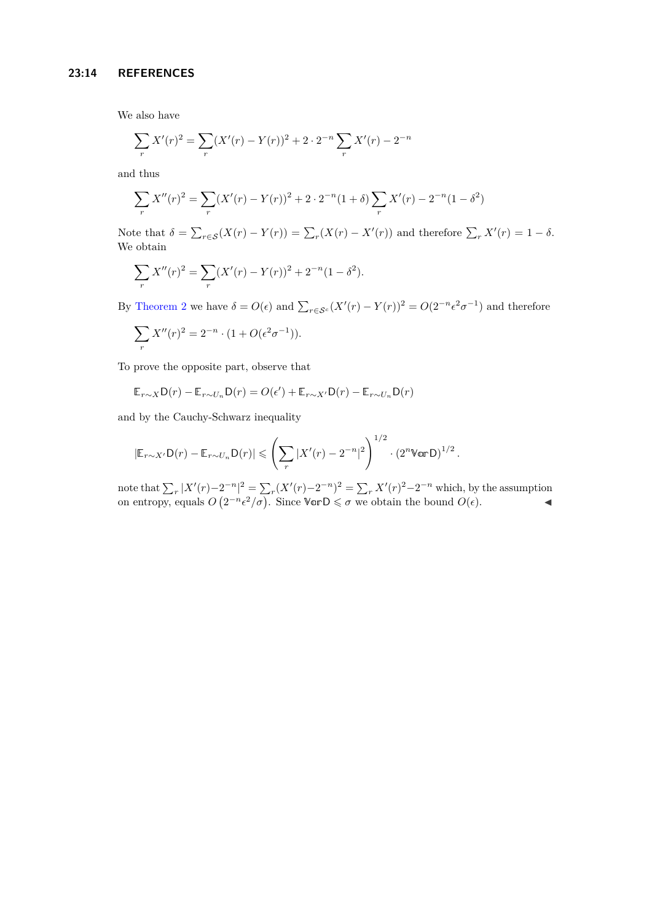We also have

$$\sum_r X'(r)^2 = \sum_r (X'(r) - Y(r))^2 + 2\cdot 2^{-n} \sum_r X'(r) - 2^{-n}$$

and thus

$$\sum_r X''(r)^2 = \sum_r (X'(r) - Y(r))^2 + 2\cdot 2^{-n}(1+\delta) \sum_r X'(r) - 2^{-n}(1-\delta^2)$$

Note that $\delta = \sum_{r\in\mathcal{S}}(X(r) - Y(r)) = \sum_r (X(r) - X'(r))$ and therefore $\sum_r X'(r) = 1-\delta$. We obtain

$$\sum_r X''(r)^2 = \sum_r (X'(r) - Y(r))^2 + 2^{-n}(1-\delta^2).$$

By Theorem 2 we have $\delta = O(\epsilon)$ and $\sum_{r\in\mathcal{S}^c}(X'(r) - Y(r))^2 = O(2^{-n}\epsilon^2\sigma^{-1})$ and therefore

$$\sum_r X''(r)^2 = 2^{-n}\cdot(1 + O(\epsilon^2\sigma^{-1})).$$

To prove the opposite part, observe that

$$\mathbb{E}_{r\sim X}\mathsf{D}(r) - \mathbb{E}_{r\sim U_n}\mathsf{D}(r) = O(\epsilon') + \mathbb{E}_{r\sim X'}\mathsf{D}(r) - \mathbb{E}_{r\sim U_n}\mathsf{D}(r)$$

and by the Cauchy-Schwarz inequality

$$|\mathbb{E}_{r\sim X'}\mathsf{D}(r) - \mathbb{E}_{r\sim U_n}\mathsf{D}(r)| \leqslant \left(\sum_r |X'(r) - 2^{-n}|^2\right)^{1/2} \cdot \left(2^n \mathbb{V}\mathrm{ar}\,\mathsf{D}\right)^{1/2}.$$

note that $\sum_r |X'(r)-2^{-n}|^2 = \sum_r (X'(r)-2^{-n})^2 = \sum_r X'(r)^2 - 2^{-n}$ which, by the assumption on entropy, equals $O\left(2^{-n}\epsilon^2/\sigma\right)$. Since $\mathbb{V}\mathrm{ar}\,\mathsf{D} \leqslant \sigma$ we obtain the bound $O(\epsilon)$. ◀